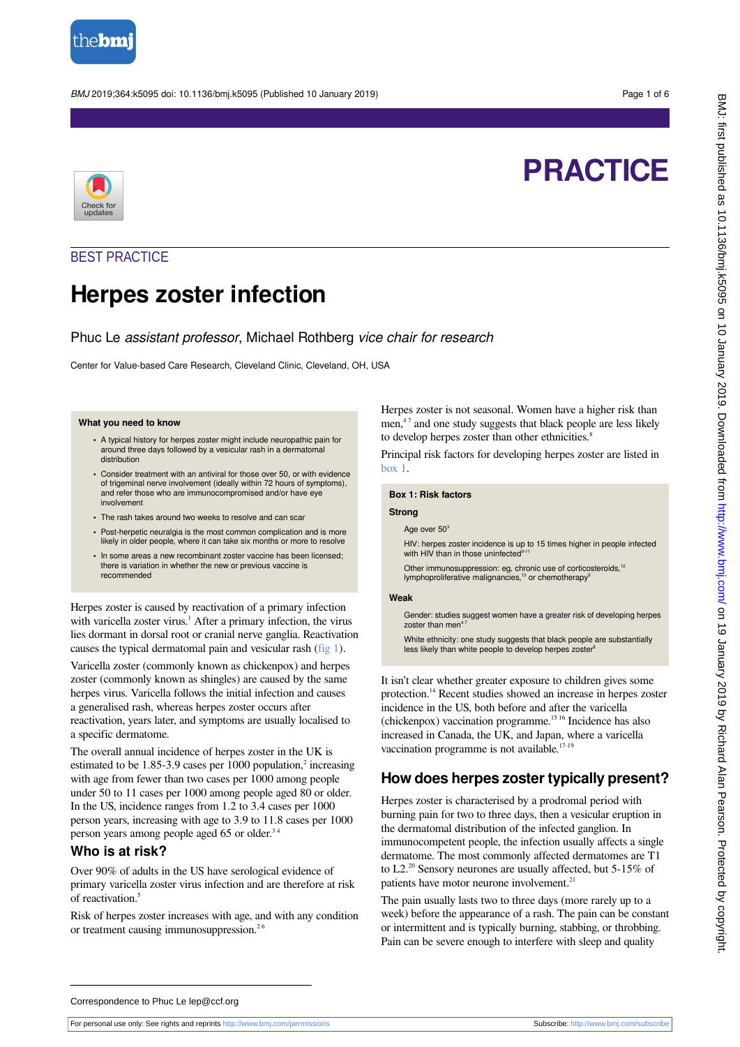# PRACTICE

## BEST PRACTICE

# Herpes zoster infection

Phuc Le *assistant professor*, Michael Rothberg *vice chair for research*

Center for Value-based Care Research, Cleveland Clinic, Cleveland, OH, USA

> **What you need to know**
>
> - A typical history for herpes zoster might include neuropathic pain for around three days followed by a vesicular rash in a dermatomal distribution
> - Consider treatment with an antiviral for those over 50, or with evidence of trigeminal nerve involvement (ideally within 72 hours of symptoms), and refer those who are immunocompromised and/or have eye involvement
> - The rash takes around two weeks to resolve and can scar
> - Post-herpetic neuralgia is the most common complication and is more likely in older people, where it can take six months or more to resolve
> - In some areas a new recombinant zoster vaccine has been licensed; there is variation in whether the new or previous vaccine is recommended

Herpes zoster is caused by reactivation of a primary infection with varicella zoster virus.[1] After a primary infection, the virus lies dormant in dorsal root or cranial nerve ganglia. Reactivation causes the typical dermatomal pain and vesicular rash (fig 1).

Varicella zoster (commonly known as chickenpox) and herpes zoster (commonly known as shingles) are caused by the same herpes virus. Varicella follows the initial infection and causes a generalised rash, whereas herpes zoster occurs after reactivation, years later, and symptoms are usually localised to a specific dermatome.

The overall annual incidence of herpes zoster in the UK is estimated to be 1.85-3.9 cases per 1000 population,[2] increasing with age from fewer than two cases per 1000 among people under 50 to 11 cases per 1000 among people aged 80 or older. In the US, incidence ranges from 1.2 to 3.4 cases per 1000 person years, increasing with age to 3.9 to 11.8 cases per 1000 person years among people aged 65 or older.[3,4]

## Who is at risk?

Over 90% of adults in the US have serological evidence of primary varicella zoster virus infection and are therefore at risk of reactivation.[5]

Risk of herpes zoster increases with age, and with any condition or treatment causing immunosuppression.[2,6]

Herpes zoster is not seasonal. Women have a higher risk than men,[4,7] and one study suggests that black people are less likely to develop herpes zoster than other ethnicities.[8]

Principal risk factors for developing herpes zoster are listed in box 1.

> **Box 1: Risk factors**
>
> **Strong**
>
> Age over 50[3]
>
> HIV: herpes zoster incidence is up to 15 times higher in people infected with HIV than in those uninfected[9-11]
>
> Other immunosuppression: eg, chronic use of corticosteroids,[12] lymphoproliferative malignancies,[13] or chemotherapy[8]
>
> **Weak**
>
> Gender: studies suggest women have a greater risk of developing herpes zoster than men[4,7]
>
> White ethnicity: one study suggests that black people are substantially less likely than white people to develop herpes zoster[8]

It isn't clear whether greater exposure to children gives some protection.[14] Recent studies showed an increase in herpes zoster incidence in the US, both before and after the varicella (chickenpox) vaccination programme.[15,16] Incidence has also increased in Canada, the UK, and Japan, where a varicella vaccination programme is not available.[17-19]

## How does herpes zoster typically present?

Herpes zoster is characterised by a prodromal period with burning pain for two to three days, then a vesicular eruption in the dermatomal distribution of the infected ganglion. In immunocompetent people, the infection usually affects a single dermatome. The most commonly affected dermatomes are T1 to L2.[20] Sensory neurones are usually affected, but 5-15% of patients have motor neurone involvement.[21]

The pain usually lasts two to three days (more rarely up to a week) before the appearance of a rash. The pain can be constant or intermittent and is typically burning, stabbing, or throbbing. Pain can be severe enough to interfere with sleep and quality

Correspondence to Phuc Le lep@ccf.org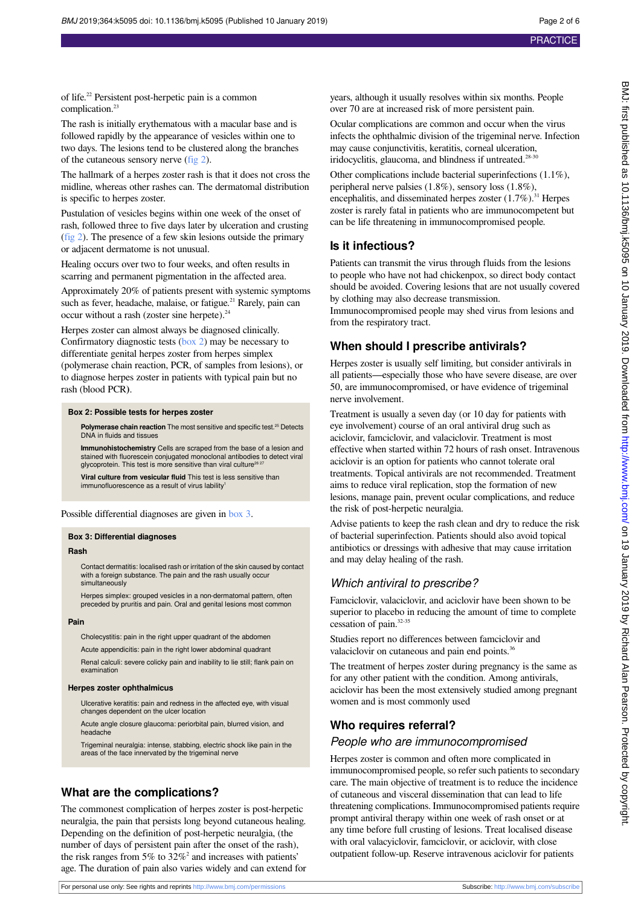of life.[22] Persistent post-herpetic pain is a common complication.[23]

The rash is initially erythematous with a macular base and is followed rapidly by the appearance of vesicles within one to two days. The lesions tend to be clustered along the branches of the cutaneous sensory nerve (fig 2).

The hallmark of a herpes zoster rash is that it does not cross the midline, whereas other rashes can. The dermatomal distribution is specific to herpes zoster.

Pustulation of vesicles begins within one week of the onset of rash, followed three to five days later by ulceration and crusting (fig 2). The presence of a few skin lesions outside the primary or adjacent dermatome is not unusual.

Healing occurs over two to four weeks, and often results in scarring and permanent pigmentation in the affected area.

Approximately 20% of patients present with systemic symptoms such as fever, headache, malaise, or fatigue.[21] Rarely, pain can occur without a rash (zoster sine herpete).[24]

Herpes zoster can almost always be diagnosed clinically. Confirmatory diagnostic tests (box 2) may be necessary to differentiate genital herpes zoster from herpes simplex (polymerase chain reaction, PCR, of samples from lesions), or to diagnose herpes zoster in patients with typical pain but no rash (blood PCR).

**Box 2: Possible tests for herpes zoster**

**Polymerase chain reaction** The most sensitive and specific test.[25] Detects DNA in fluids and tissues

**Immunohistochemistry** Cells are scraped from the base of a lesion and stained with fluorescein conjugated monoclonal antibodies to detect viral glycoprotein. This test is more sensitive than viral culture[26 27]

**Viral culture from vesicular fluid** This test is less sensitive than immunofluorescence as a result of virus lability[1]

Possible differential diagnoses are given in box 3.

**Box 3: Differential diagnoses**

**Rash**

Contact dermatitis: localised rash or irritation of the skin caused by contact with a foreign substance. The pain and the rash usually occur simultaneously

Herpes simplex: grouped vesicles in a non-dermatomal pattern, often preceded by pruritis and pain. Oral and genital lesions most common

**Pain**

Cholecystitis: pain in the right upper quadrant of the abdomen

Acute appendicitis: pain in the right lower abdominal quadrant

Renal calculi: severe colicky pain and inability to lie still; flank pain on examination

**Herpes zoster ophthalmicus**

Ulcerative keratitis: pain and redness in the affected eye, with visual changes dependent on the ulcer location

Acute angle closure glaucoma: periorbital pain, blurred vision, and headache

Trigeminal neuralgia: intense, stabbing, electric shock like pain in the areas of the face innervated by the trigeminal nerve

## What are the complications?

The commonest complication of herpes zoster is post-herpetic neuralgia, the pain that persists long beyond cutaneous healing. Depending on the definition of post-herpetic neuralgia, (the number of days of persistent pain after the onset of the rash), the risk ranges from 5% to 32%[2] and increases with patients' age. The duration of pain also varies widely and can extend for years, although it usually resolves within six months. People over 70 are at increased risk of more persistent pain.

Ocular complications are common and occur when the virus infects the ophthalmic division of the trigeminal nerve. Infection may cause conjunctivitis, keratitis, corneal ulceration, iridocyclitis, glaucoma, and blindness if untreated.[28-30]

Other complications include bacterial superinfections (1.1%), peripheral nerve palsies (1.8%), sensory loss (1.8%), encephalitis, and disseminated herpes zoster (1.7%).[31] Herpes zoster is rarely fatal in patients who are immunocompetent but can be life threatening in immunocompromised people.

## Is it infectious?

Patients can transmit the virus through fluids from the lesions to people who have not had chickenpox, so direct body contact should be avoided. Covering lesions that are not usually covered by clothing may also decrease transmission. Immunocompromised people may shed virus from lesions and from the respiratory tract.

## When should I prescribe antivirals?

Herpes zoster is usually self limiting, but consider antivirals in all patients—especially those who have severe disease, are over 50, are immunocompromised, or have evidence of trigeminal nerve involvement.

Treatment is usually a seven day (or 10 day for patients with eye involvement) course of an oral antiviral drug such as aciclovir, famciclovir, and valaciclovir. Treatment is most effective when started within 72 hours of rash onset. Intravenous aciclovir is an option for patients who cannot tolerate oral treatments. Topical antivirals are not recommended. Treatment aims to reduce viral replication, stop the formation of new lesions, manage pain, prevent ocular complications, and reduce the risk of post-herpetic neuralgia.

Advise patients to keep the rash clean and dry to reduce the risk of bacterial superinfection. Patients should also avoid topical antibiotics or dressings with adhesive that may cause irritation and may delay healing of the rash.

### *Which antiviral to prescribe?*

Famciclovir, valaciclovir, and aciclovir have been shown to be superior to placebo in reducing the amount of time to complete cessation of pain.[32-35]

Studies report no differences between famciclovir and valaciclovir on cutaneous and pain end points.[36]

The treatment of herpes zoster during pregnancy is the same as for any other patient with the condition. Among antivirals, aciclovir has been the most extensively studied among pregnant women and is most commonly used

## Who requires referral?

### *People who are immunocompromised*

Herpes zoster is common and often more complicated in immunocompromised people, so refer such patients to secondary care. The main objective of treatment is to reduce the incidence of cutaneous and visceral dissemination that can lead to life threatening complications. Immunocompromised patients require prompt antiviral therapy within one week of rash onset or at any time before full crusting of lesions. Treat localised disease with oral valacyclovir, famciclovir, or aciclovir, with close outpatient follow-up. Reserve intravenous aciclovir for patients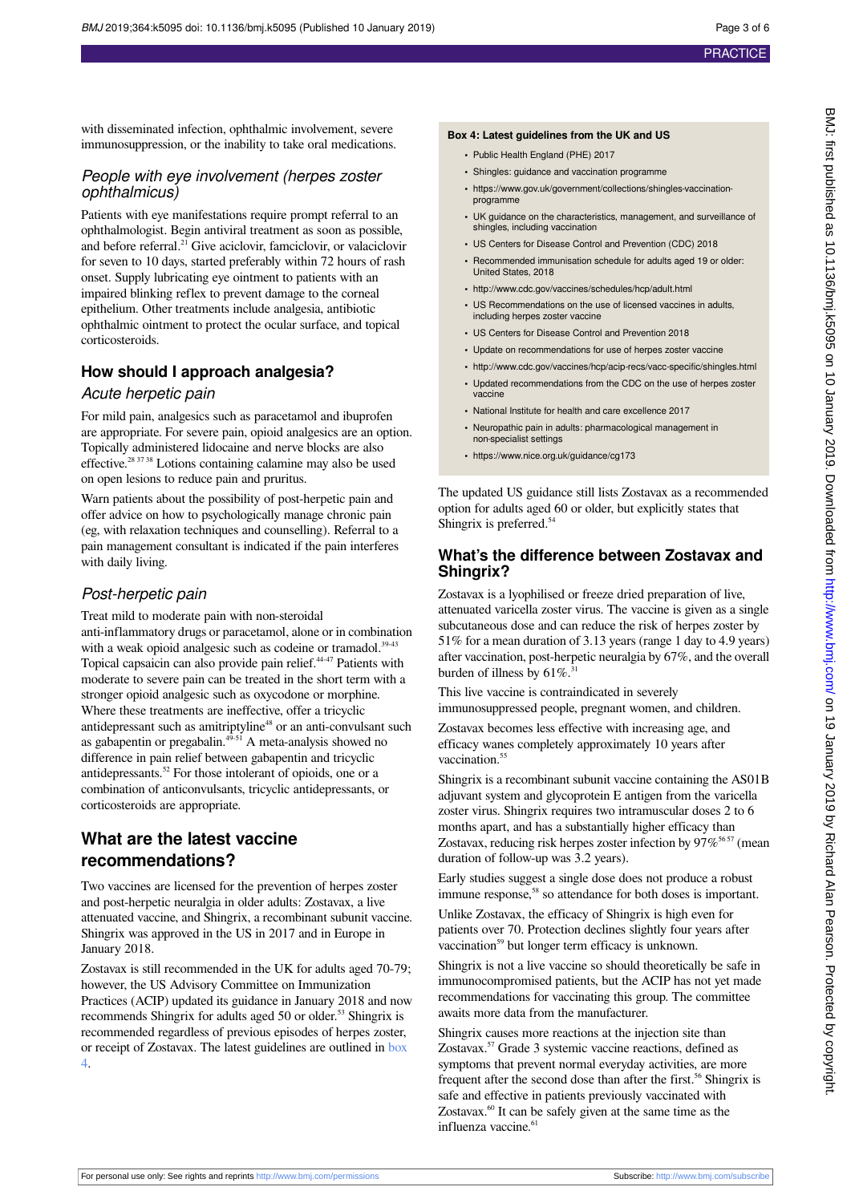with disseminated infection, ophthalmic involvement, severe immunosuppression, or the inability to take oral medications.

### *People with eye involvement (herpes zoster ophthalmicus)*

Patients with eye manifestations require prompt referral to an ophthalmologist. Begin antiviral treatment as soon as possible, and before referral.[21] Give aciclovir, famciclovir, or valaciclovir for seven to 10 days, started preferably within 72 hours of rash onset. Supply lubricating eye ointment to patients with an impaired blinking reflex to prevent damage to the corneal epithelium. Other treatments include analgesia, antibiotic ophthalmic ointment to protect the ocular surface, and topical corticosteroids.

## How should I approach analgesia?

### *Acute herpetic pain*

For mild pain, analgesics such as paracetamol and ibuprofen are appropriate. For severe pain, opioid analgesics are an option. Topically administered lidocaine and nerve blocks are also effective.[28 37 38] Lotions containing calamine may also be used on open lesions to reduce pain and pruritus.

Warn patients about the possibility of post-herpetic pain and offer advice on how to psychologically manage chronic pain (eg, with relaxation techniques and counselling). Referral to a pain management consultant is indicated if the pain interferes with daily living.

### *Post-herpetic pain*

Treat mild to moderate pain with non-steroidal anti-inflammatory drugs or paracetamol, alone or in combination with a weak opioid analgesic such as codeine or tramadol.[39-43] Topical capsaicin can also provide pain relief.[44-47] Patients with moderate to severe pain can be treated in the short term with a stronger opioid analgesic such as oxycodone or morphine. Where these treatments are ineffective, offer a tricyclic antidepressant such as amitriptyline[48] or an anti-convulsant such as gabapentin or pregabalin.[49-51] A meta-analysis showed no difference in pain relief between gabapentin and tricyclic antidepressants.[52] For those intolerant of opioids, one or a combination of anticonvulsants, tricyclic antidepressants, or corticosteroids are appropriate.

## What are the latest vaccine recommendations?

Two vaccines are licensed for the prevention of herpes zoster and post-herpetic neuralgia in older adults: Zostavax, a live attenuated vaccine, and Shingrix, a recombinant subunit vaccine. Shingrix was approved in the US in 2017 and in Europe in January 2018.

Zostavax is still recommended in the UK for adults aged 70-79; however, the US Advisory Committee on Immunization Practices (ACIP) updated its guidance in January 2018 and now recommends Shingrix for adults aged 50 or older.[53] Shingrix is recommended regardless of previous episodes of herpes zoster, or receipt of Zostavax. The latest guidelines are outlined in box 4.

**Box 4: Latest guidelines from the UK and US**

- Public Health England (PHE) 2017
- Shingles: guidance and vaccination programme
- https://www.gov.uk/government/collections/shingles-vaccination-programme
- UK guidance on the characteristics, management, and surveillance of shingles, including vaccination
- US Centers for Disease Control and Prevention (CDC) 2018
- Recommended immunisation schedule for adults aged 19 or older: United States, 2018
- http://www.cdc.gov/vaccines/schedules/hcp/adult.html
- US Recommendations on the use of licensed vaccines in adults, including herpes zoster vaccine
- US Centers for Disease Control and Prevention 2018
- Update on recommendations for use of herpes zoster vaccine
- http://www.cdc.gov/vaccines/hcp/acip-recs/vacc-specific/shingles.html
- Updated recommendations from the CDC on the use of herpes zoster vaccine
- National Institute for health and care excellence 2017
- Neuropathic pain in adults: pharmacological management in non-specialist settings
- https://www.nice.org.uk/guidance/cg173

The updated US guidance still lists Zostavax as a recommended option for adults aged 60 or older, but explicitly states that Shingrix is preferred.[54]

## What's the difference between Zostavax and Shingrix?

Zostavax is a lyophilised or freeze dried preparation of live, attenuated varicella zoster virus. The vaccine is given as a single subcutaneous dose and can reduce the risk of herpes zoster by 51% for a mean duration of 3.13 years (range 1 day to 4.9 years) after vaccination, post-herpetic neuralgia by 67%, and the overall burden of illness by 61%.[31]

This live vaccine is contraindicated in severely immunosuppressed people, pregnant women, and children.

Zostavax becomes less effective with increasing age, and efficacy wanes completely approximately 10 years after vaccination.[55]

Shingrix is a recombinant subunit vaccine containing the AS01B adjuvant system and glycoprotein E antigen from the varicella zoster virus. Shingrix requires two intramuscular doses 2 to 6 months apart, and has a substantially higher efficacy than Zostavax, reducing risk herpes zoster infection by 97%[56 57] (mean duration of follow-up was 3.2 years).

Early studies suggest a single dose does not produce a robust immune response,[58] so attendance for both doses is important.

Unlike Zostavax, the efficacy of Shingrix is high even for patients over 70. Protection declines slightly four years after vaccination[59] but longer term efficacy is unknown.

Shingrix is not a live vaccine so should theoretically be safe in immunocompromised patients, but the ACIP has not yet made recommendations for vaccinating this group. The committee awaits more data from the manufacturer.

Shingrix causes more reactions at the injection site than Zostavax.[57] Grade 3 systemic vaccine reactions, defined as symptoms that prevent normal everyday activities, are more frequent after the second dose than after the first.[56] Shingrix is safe and effective in patients previously vaccinated with Zostavax.[60] It can be safely given at the same time as the influenza vaccine.[61]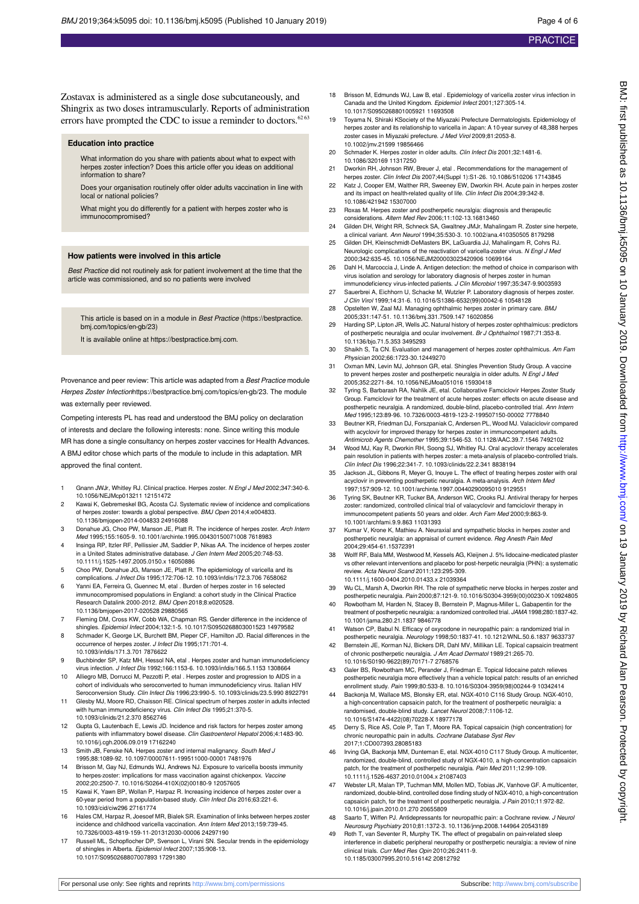Zostavax is administered as a single dose subcutaneously, and Shingrix as two doses intramuscularly. Reports of administration errors have prompted the CDC to issue a reminder to doctors.[62,63]

### Education into practice

What information do you share with patients about what to expect with herpes zoster infection? Does this article offer you ideas on additional information to share?

Does your organisation routinely offer older adults vaccination in line with local or national policies?

What might you do differently for a patient with herpes zoster who is immunocompromised?

### How patients were involved in this article

*Best Practice* did not routinely ask for patient involvement at the time that the article was commissioned, and so no patients were involved

This article is based on in a module in *Best Practice* (https://bestpractice.bmj.com/topics/en-gb/23)

It is available online at https://bestpractice.bmj.com.

Provenance and peer review: This article was adapted from a *Best Practice* module *Herpes Zoster Infection*https://bestpractice.bmj.com/topics/en-gb/23. The module was externally peer reviewed.

Competing interests PL has read and understood the BMJ policy on declaration of interests and declare the following interests: none. Since writing this module MR has done a single consultancy on herpes zoster vaccines for Health Advances. A BMJ editor chose which parts of the module to include in this adaptation. MR approved the final content.

1. Gnann JWJr, Whitley RJ. Clinical practice. Herpes zoster. *N Engl J Med* 2002;347:340-6. 10.1056/NEJMcp013211 12151472
2. Kawai K, Gebremeskel BG, Acosta CJ. Systematic review of incidence and complications of herpes zoster: towards a global perspective. *BMJ Open* 2014;4:e004833. 10.1136/bmjopen-2014-004833 24916088
3. Donahue JG, Choo PW, Manson JE, Platt R. The incidence of herpes zoster. *Arch Intern Med* 1995;155:1605-9. 10.1001/archinte.1995.00431500071008 7618983
4. Insinga RP, Itzler RF, Pellissier JM, Saddier P, Nikas AA. The incidence of herpes zoster in a United States administrative database. *J Gen Intern Med* 2005;20:748-53. 10.1111/j.1525-1497.2005.0150.x 16050886
5. Choo PW, Donahue JG, Manson JE, Platt R. The epidemiology of varicella and its complications. *J Infect Dis* 1995;172:706-12. 10.1093/infdis/172.3.706 7658062
6. Yanni EA, Ferreira G, Guennec M, etal . Burden of herpes zoster in 16 selected immunocompromised populations in England: a cohort study in the Clinical Practice Research Datalink 2000-2012. *BMJ Open* 2018;8:e020528. 10.1136/bmjopen-2017-020528 29880565
7. Fleming DM, Cross KW, Cobb WA, Chapman RS. Gender difference in the incidence of shingles. *Epidemiol Infect* 2004;132:1-5. 10.1017/S0950268803001523 14979582
8. Schmader K, George LK, Burchett BM, Pieper CF, Hamilton JD. Racial differences in the occurrence of herpes zoster. *J Infect Dis* 1995;171:701-4. 10.1093/infdis/171.3.701 7876622
9. Buchbinder SP, Katz MH, Hessol NA, etal . Herpes zoster and human immunodeficiency virus infection. *J Infect Dis* 1992;166:1153-6. 10.1093/infdis/166.5.1153 1308664
10. Alliegro MB, Dorrucci M, Pezzotti P, etal . Herpes zoster and progression to AIDS in a cohort of individuals who seroconverted to human immunodeficiency virus. Italian HIV Seroconversion Study. *Clin Infect Dis* 1996;23:990-5. 10.1093/clinids/23.5.990 8922791
11. Glesby MJ, Moore RD, Chaisson RE. Clinical spectrum of herpes zoster in adults infected with human immunodeficiency virus. *Clin Infect Dis* 1995;21:370-5. 10.1093/clinids/21.2.370 8562746
12. Gupta G, Lautenbach E, Lewis JD. Incidence and risk factors for herpes zoster among patients with inflammatory bowel disease. *Clin Gastroenterol Hepatol* 2006;4:1483-90. 10.1016/j.cgh.2006.09.019 17162240
13. Smith JB, Fenske NA. Herpes zoster and internal malignancy. *South Med J* 1995;88:1089-92. 10.1097/00007611-199511000-00001 7481976
14. Brisson M, Gay NJ, Edmunds WJ, Andrews NJ. Exposure to varicella boosts immunity to herpes-zoster: implications for mass vaccination against chickenpox. *Vaccine* 2002;20:2500-7. 10.1016/S0264-410X(02)00180-9 12057605
15. Kawai K, Yawn BP, Wollan P, Harpaz R. Increasing incidence of herpes zoster over a 60-year period from a population-based study. *Clin Infect Dis* 2016;63:221-6. 10.1093/cid/ciw296 27161774
16. Hales CM, Harpaz R, Joesoef MR, Bialek SR. Examination of links between herpes zoster incidence and childhood varicella vaccination. *Ann Intern Med* 2013;159:739-45. 10.7326/0003-4819-159-11-201312030-00006 24297190
17. Russell ML, Schopflocher DP, Svenson L, Virani SN. Secular trends in the epidemiology of shingles in Alberta. *Epidemiol Infect* 2007;135:908-13. 10.1017/S0950268807007893 17291380
18. Brisson M, Edmunds WJ, Law B, etal . Epidemiology of varicella zoster virus infection in Canada and the United Kingdom. *Epidemiol Infect* 2001;127:305-14. 10.1017/S0950268801005921 11693508
19. Toyama N, Shiraki KSociety of the Miyazaki Prefecture Dermatologists. Epidemiology of herpes zoster and its relationship to varicella in Japan: A 10-year survey of 48,388 herpes zoster cases in Miyazaki prefecture. *J Med Virol* 2009;81:2053-8. 10.1002/jmv.21599 19856466
20. Schmader K. Herpes zoster in older adults. *Clin Infect Dis* 2001;32:1481-6. 10.1086/320169 11317250
21. Dworkin RH, Johnson RW, Breuer J, etal . Recommendations for the management of herpes zoster. *Clin Infect Dis* 2007;44(Suppl 1):S1-26. 10.1086/510206 17143845
22. Katz J, Cooper EM, Walther RR, Sweeney EW, Dworkin RH. Acute pain in herpes zoster and its impact on health-related quality of life. *Clin Infect Dis* 2004;39:342-8. 10.1086/421942 15307000
23. Roxas M. Herpes zoster and postherpetic neuralgia: diagnosis and therapeutic considerations. *Altern Med Rev* 2006;11:102-13.16813460
24. Gilden DH, Wright RR, Schneck SA, Gwaltney JMJr, Mahalingam R. Zoster sine herpete, a clinical variant. *Ann Neurol* 1994;35:530-3. 10.1002/ana.410350505 8179298
25. Gilden DH, Kleinschmidt-DeMasters BK, LaGuardia JJ, Mahalingam R, Cohrs RJ. Neurologic complications of the reactivation of varicella-zoster virus. *N Engl J Med* 2000;342:635-45. 10.1056/NEJM200003023420906 10699164
26. Dahl H, Marcoccia J, Linde A. Antigen detection: the method of choice in comparison with virus isolation and serology for laboratory diagnosis of herpes zoster in human immunodeficiency virus-infected patients. *J Clin Microbiol* 1997;35:347-9.9003593
27. Sauerbrei A, Eichhorn U, Schacke M, Wutzler P. Laboratory diagnosis of herpes zoster. *J Clin Virol* 1999;14:31-6. 10.1016/S1386-6532(99)00042-6 10548128
28. Opstelten W, Zaal MJ. Managing ophthalmic herpes zoster in primary care. *BMJ* 2005;331:147-51. 10.1136/bmj.331.7509.147 16020856
29. Harding SP, Lipton JR, Wells JC. Natural history of herpes zoster ophthalmicus: predictors of postherpetic neuralgia and ocular involvement. *Br J Ophthalmol* 1987;71:353-8. 10.1136/bjo.71.5.353 3495293
30. Shaikh S, Ta CN. Evaluation and management of herpes zoster ophthalmicus. *Am Fam Physician* 2002;66:1723-30.12449270
31. Oxman MN, Levin MJ, Johnson GR, etal. Shingles Prevention Study Group. A vaccine to prevent herpes zoster and postherpetic neuralgia in older adults. *N Engl J Med* 2005;352:2271-84. 10.1056/NEJMoa051016 15930418
32. Tyring S, Barbarash RA, Nahlik JE, etal. Collaborative Famciclovir Herpes Zoster Study Group. Famciclovir for the treatment of acute herpes zoster: effects on acute disease and postherpetic neuralgia. A randomized, double-blind, placebo-controlled trial. *Ann Intern Med* 1995;123:89-96. 10.7326/0003-4819-123-2-199507150-00002 7778840
33. Beutner KR, Friedman DJ, Forszpaniak C, Andersen PL, Wood MJ. Valaciclovir compared with acyclovir for improved therapy for herpes zoster in immunocompetent adults. *Antimicrob Agents Chemother* 1995;39:1546-53. 10.1128/AAC.39.7.1546 7492102
34. Wood MJ, Kay R, Dworkin RH, Soong SJ, Whitley RJ. Oral acyclovir therapy accelerates pain resolution in patients with herpes zoster: a meta-analysis of placebo-controlled trials. *Clin Infect Dis* 1996;22:341-7. 10.1093/clinids/22.2.341 8838194
35. Jackson JL, Gibbons R, Meyer G, Inouye L. The effect of treating herpes zoster with oral acyclovir in preventing postherpetic neuralgia. A meta-analysis. *Arch Intern Med* 1997;157:909-12. 10.1001/archinte.1997.00440290095010 9129551
36. Tyring SK, Beutner KR, Tucker BA, Anderson WC, Crooks RJ. Antiviral therapy for herpes zoster: randomized, controlled clinical trial of valacyclovir and famciclovir therapy in immunocompetent patients 50 years and older. *Arch Fam Med* 2000;9:863-9. 10.1001/archfami.9.9.863 11031393
37. Kumar V, Krone K, Mathieu A. Neuraxial and sympathetic blocks in herpes zoster and postherpetic neuralgia: an appraisal of current evidence. *Reg Anesth Pain Med* 2004;29:454-61.15372391
38. Wolff RF, Bala MM, Westwood M, Kessels AG, Kleijnen J. 5% lidocaine-medicated plaster vs other relevant interventions and placebo for post-herpetic neuralgia (PHN): a systematic review. *Acta Neurol Scand* 2011;123:295-309. 10.1111/j.1600-0404.2010.01433.x 21039364
39. Wu CL, Marsh A, Dworkin RH. The role of sympathetic nerve blocks in herpes zoster and postherpetic neuralgia. *Pain* 2000;87:121-9. 10.1016/S0304-3959(00)00230-X 10924805
40. Rowbotham M, Harden N, Stacey B, Bernstein P, Magnus-Miller L. Gabapentin for the treatment of postherpetic neuralgia: a randomized controlled trial. *JAMA* 1998;280:1837-42. 10.1001/jama.280.21.1837 9846778
41. Watson CP, Babul N. Efficacy of oxycodone in neuropathic pain: a randomized trial in postherpetic neuralgia. *Neurology* 1998;50:1837-41. 10.1212/WNL.50.6.1837 9633737
42. Bernstein JE, Korman NJ, Bickers DR, Dahl MV, Millikan LE. Topical capsaicin treatment of chronic postherpetic neuralgia. *J Am Acad Dermatol* 1989;21:265-70. 10.1016/S0190-9622(89)70171-7 2768576
43. Galer BS, Rowbotham MC, Perander J, Friedman E. Topical lidocaine patch relieves postherpetic neuralgia more effectively than a vehicle topical patch: results of an enriched enrollment study. *Pain* 1999;80:533-8. 10.1016/S0304-3959(98)00244-9 10342414
44. Backonja M, Wallace MS, Blonsky ER, etal. NGX-4010 C116 Study Group. NGX-4010, a high-concentration capsaicin patch, for the treatment of postherpetic neuralgia: a randomised, double-blind study. *Lancet Neurol* 2008;7:1106-12. 10.1016/S1474-4422(08)70228-X 18977178
45. Derry S, Rice AS, Cole P, Tan T, Moore RA. Topical capsaicin (high concentration) for chronic neuropathic pain in adults. *Cochrane Database Syst Rev* 2017;1:CD007393.28085183
46. Irving GA, Backonja MM, Dunteman E, etal. NGX-4010 C117 Study Group. A multicenter, randomized, double-blind, controlled study of NGX-4010, a high-concentration capsaicin patch, for the treatment of postherpetic neuralgia. *Pain Med* 2011;12:99-109. 10.1111/j.1526-4637.2010.01004.x 21087403
47. Webster LR, Malan TP, Tuchman MM, Mollen MD, Tobias JK, Vanhove GF. A multicenter, randomized, double-blind, controlled dose finding study of NGX-4010, a high-concentration capsaicin patch, for the treatment of postherpetic neuralgia. *J Pain* 2010;11:972-82. 10.1016/j.jpain.2010.01.270 20655809
48. Saarto T, Wiffen PJ. Antidepressants for neuropathic pain: a Cochrane review. *J Neurol Neurosurg Psychiatry* 2010;81:1372-3. 10.1136/jnnp.2008.144964 20543189
49. Roth T, van Seventer R, Murphy TK. The effect of pregabalin on pain-related sleep interference in diabetic peripheral neuropathy or postherpetic neuralgia: a review of nine clinical trials. *Curr Med Res Opin* 2010;26:2411-9. 10.1185/03007995.2010.516142 20812792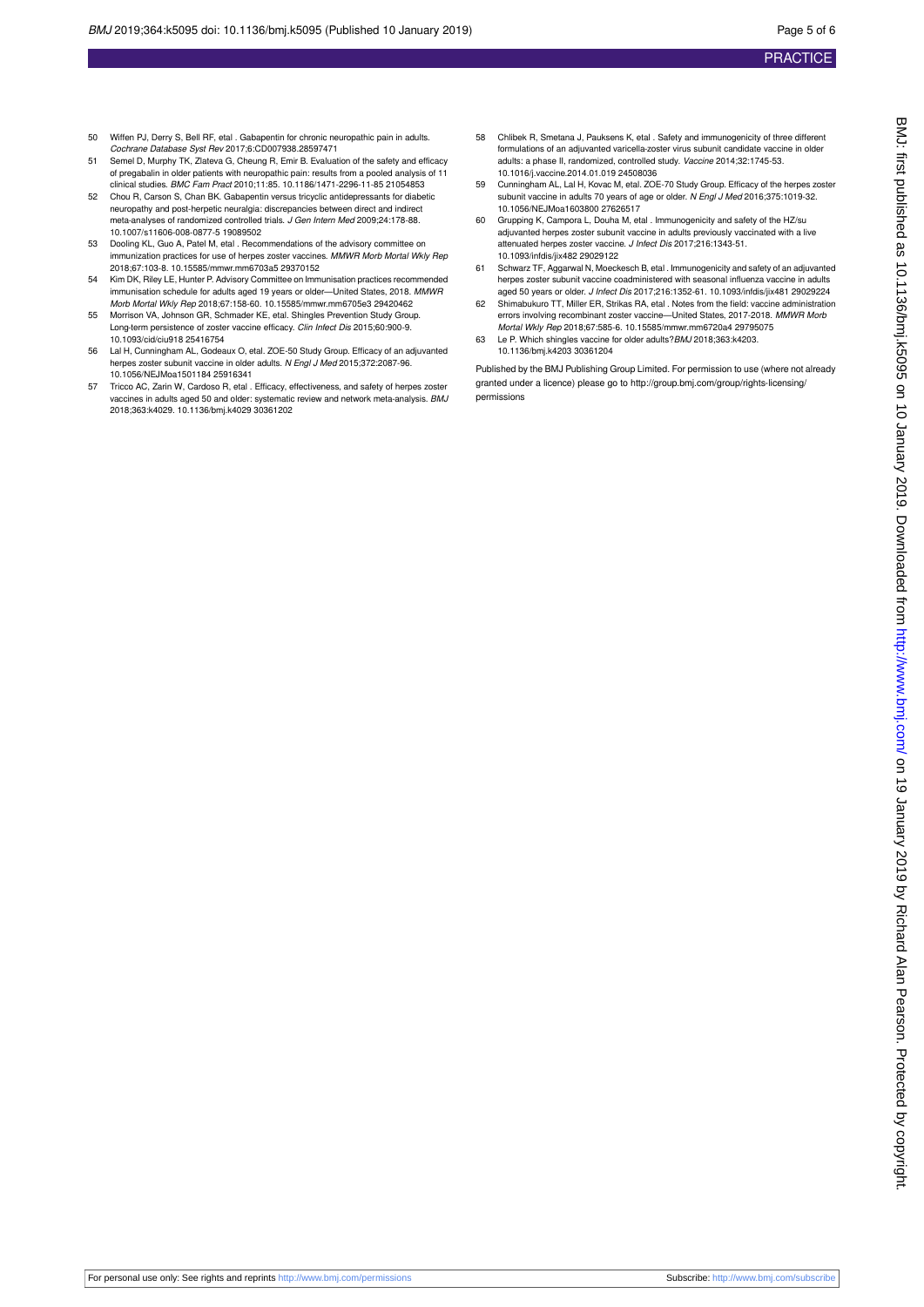50 Wiffen PJ, Derry S, Bell RF, etal . Gabapentin for chronic neuropathic pain in adults. *Cochrane Database Syst Rev* 2017;6:CD007938.28597471

51 Semel D, Murphy TK, Zlateva G, Cheung R, Emir B. Evaluation of the safety and efficacy of pregabalin in older patients with neuropathic pain: results from a pooled analysis of 11 clinical studies. *BMC Fam Pract* 2010;11:85. 10.1186/1471-2296-11-85 21054853

52 Chou R, Carson S, Chan BK. Gabapentin versus tricyclic antidepressants for diabetic neuropathy and post-herpetic neuralgia: discrepancies between direct and indirect meta-analyses of randomized controlled trials. *J Gen Intern Med* 2009;24:178-88. 10.1007/s11606-008-0877-5 19089502

53 Dooling KL, Guo A, Patel M, etal . Recommendations of the advisory committee on immunization practices for use of herpes zoster vaccines. *MMWR Morb Mortal Wkly Rep* 2018;67:103-8. 10.15585/mmwr.mm6703a5 29370152

54 Kim DK, Riley LE, Hunter P. Advisory Committee on Immunisation practices recommended immunisation schedule for adults aged 19 years or older—United States, 2018. *MMWR Morb Mortal Wkly Rep* 2018;67:158-60. 10.15585/mmwr.mm6705e3 29420462

55 Morrison VA, Johnson GR, Schmader KE, etal. Shingles Prevention Study Group. Long-term persistence of zoster vaccine efficacy. *Clin Infect Dis* 2015;60:900-9. 10.1093/cid/ciu918 25416754

56 Lal H, Cunningham AL, Godeaux O, etal. ZOE-50 Study Group. Efficacy of an adjuvanted herpes zoster subunit vaccine in older adults. *N Engl J Med* 2015;372:2087-96. 10.1056/NEJMoa1501184 25916341

57 Tricco AC, Zarin W, Cardoso R, etal . Efficacy, effectiveness, and safety of herpes zoster vaccines in adults aged 50 and older: systematic review and network meta-analysis. *BMJ* 2018;363:k4029. 10.1136/bmj.k4029 30361202

58 Chlibek R, Smetana J, Pauksens K, etal . Safety and immunogenicity of three different formulations of an adjuvanted varicella-zoster virus subunit candidate vaccine in older adults: a phase II, randomized, controlled study. *Vaccine* 2014;32:1745-53. 10.1016/j.vaccine.2014.01.019 24508036

59 Cunningham AL, Lal H, Kovac M, etal. ZOE-70 Study Group. Efficacy of the herpes zoster subunit vaccine in adults 70 years of age or older. *N Engl J Med* 2016;375:1019-32. 10.1056/NEJMoa1603800 27626517

60 Grupping K, Campora L, Douha M, etal . Immunogenicity and safety of the HZ/su adjuvanted herpes zoster subunit vaccine in adults previously vaccinated with a live attenuated herpes zoster vaccine. *J Infect Dis* 2017;216:1343-51. 10.1093/infdis/jix482 29029122

61 Schwarz TF, Aggarwal N, Moeckesch B, etal . Immunogenicity and safety of an adjuvanted herpes zoster subunit vaccine coadministered with seasonal influenza vaccine in adults aged 50 years or older. *J Infect Dis* 2017;216:1352-61. 10.1093/infdis/jix481 29029224

62 Shimabukuro TT, Miller ER, Strikas RA, etal . Notes from the field: vaccine administration errors involving recombinant zoster vaccine—United States, 2017-2018. *MMWR Morb Mortal Wkly Rep* 2018;67:585-6. 10.15585/mmwr.mm6720a4 29795075

63 Le P. Which shingles vaccine for older adults?*BMJ* 2018;363:k4203. 10.1136/bmj.k4203 30361204

Published by the BMJ Publishing Group Limited. For permission to use (where not already granted under a licence) please go to http://group.bmj.com/group/rights-licensing/permissions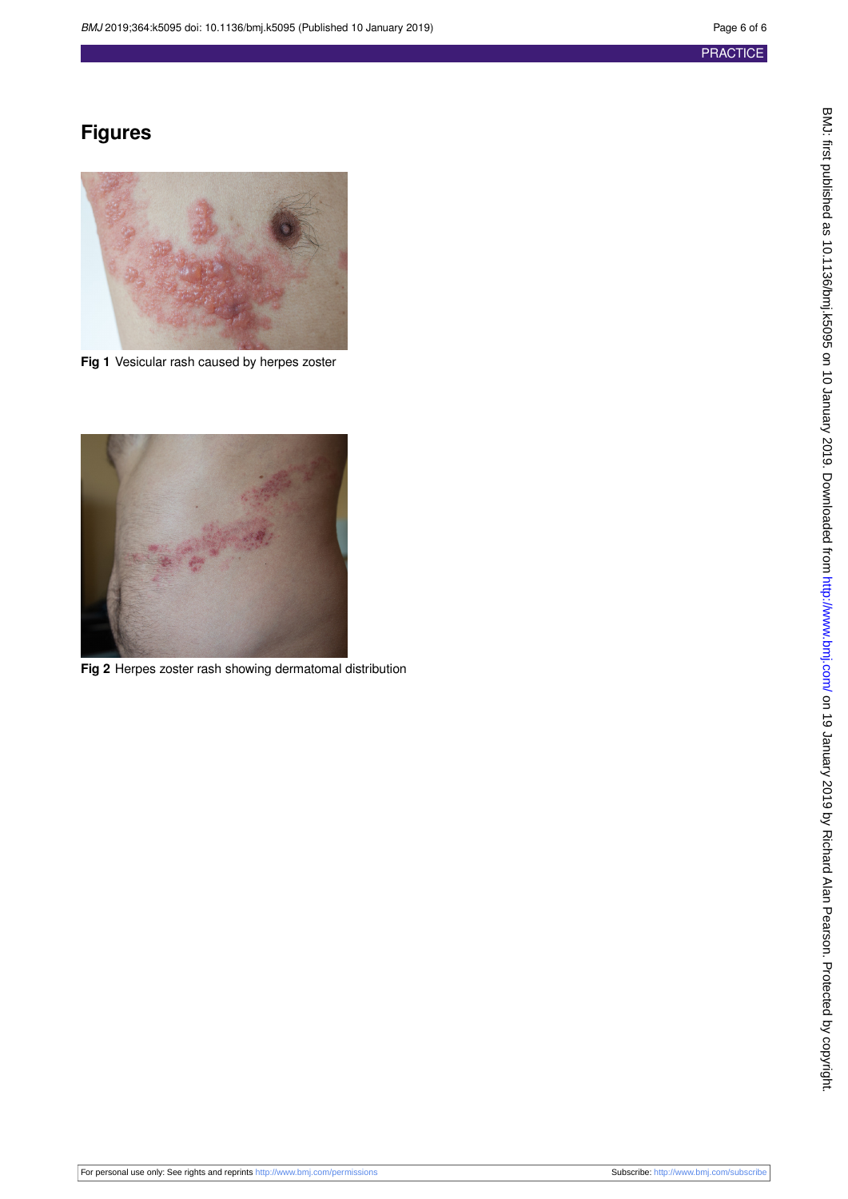## Figures

Fig 1 Vesicular rash caused by herpes zoster

Fig 2 Herpes zoster rash showing dermatomal distribution